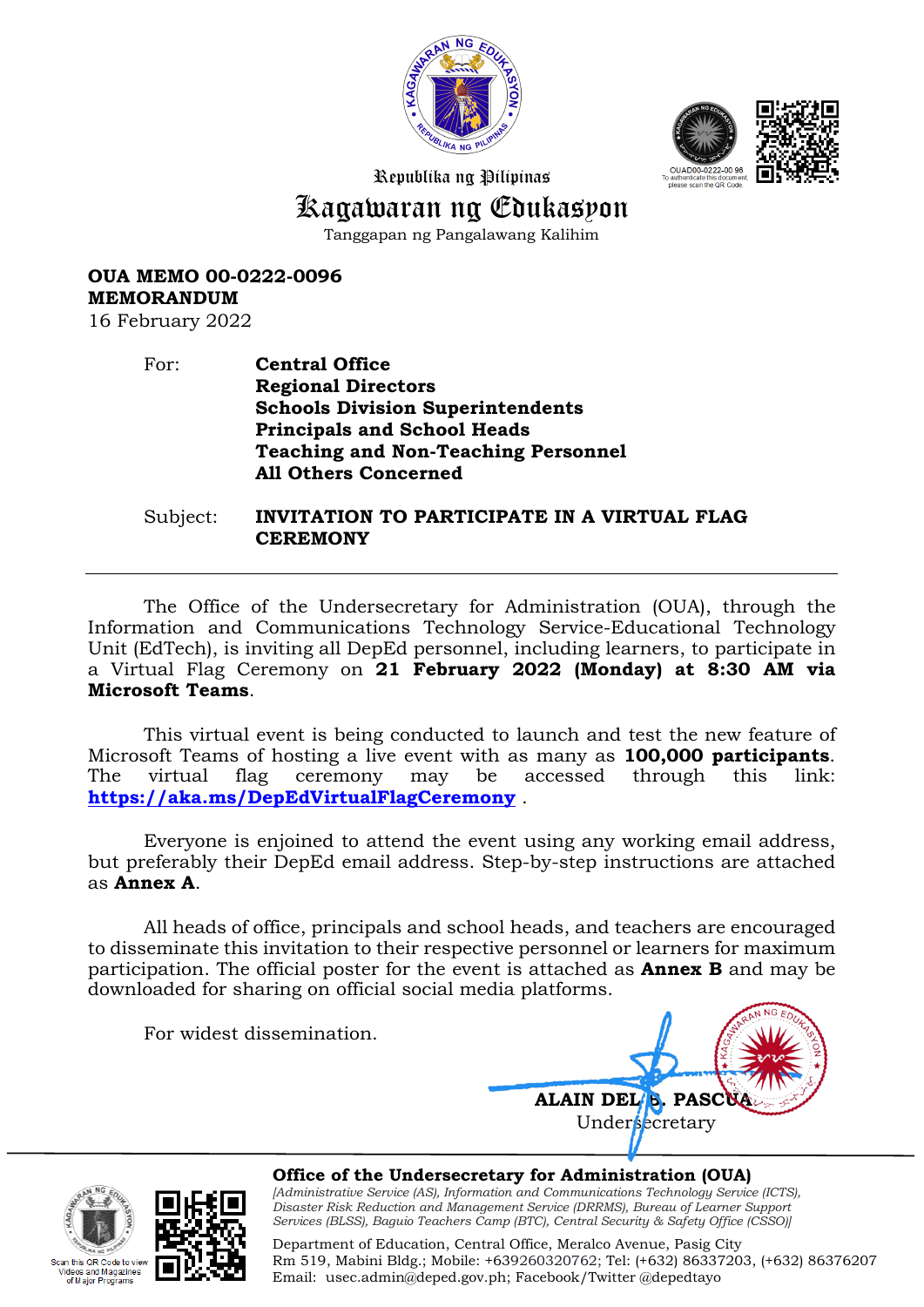Republika ng Pilipinas

# Kagawaran ng Edukasyon

Tanggapan ng Pangalawang Kalihim

OUAD00-0222-0096
To authenticate this document, please scan the QR Code.

**OUA MEMO 00-0222-0096**
**MEMORANDUM**
16 February 2022

For: **Central Office**
**Regional Directors**
**Schools Division Superintendents**
**Principals and School Heads**
**Teaching and Non-Teaching Personnel**
**All Others Concerned**

Subject: **INVITATION TO PARTICIPATE IN A VIRTUAL FLAG CEREMONY**

---

The Office of the Undersecretary for Administration (OUA), through the Information and Communications Technology Service-Educational Technology Unit (EdTech), is inviting all DepEd personnel, including learners, to participate in a Virtual Flag Ceremony on **21 February 2022 (Monday) at 8:30 AM via Microsoft Teams**.

This virtual event is being conducted to launch and test the new feature of Microsoft Teams of hosting a live event with as many as **100,000 participants**. The virtual flag ceremony may be accessed through this link: **https://aka.ms/DepEdVirtualFlagCeremony** .

Everyone is enjoined to attend the event using any working email address, but preferably their DepEd email address. Step-by-step instructions are attached as **Annex A**.

All heads of office, principals and school heads, and teachers are encouraged to disseminate this invitation to their respective personnel or learners for maximum participation. The official poster for the event is attached as **Annex B** and may be downloaded for sharing on official social media platforms.

For widest dissemination.

**ALAIN DEL B. PASCUA**
Undersecretary

---

Scan this QR Code to view Videos and Magazines of Major Programs

**Office of the Undersecretary for Administration (OUA)**
*[Administrative Service (AS), Information and Communications Technology Service (ICTS), Disaster Risk Reduction and Management Service (DRRMS), Bureau of Learner Support Services (BLSS), Baguio Teachers Camp (BTC), Central Security & Safety Office (CSSO)]*

Department of Education, Central Office, Meralco Avenue, Pasig City
Rm 519, Mabini Bldg.; Mobile: +639260320762; Tel: (+632) 86337203, (+632) 86376207
Email: usec.admin@deped.gov.ph; Facebook/Twitter @depedtayo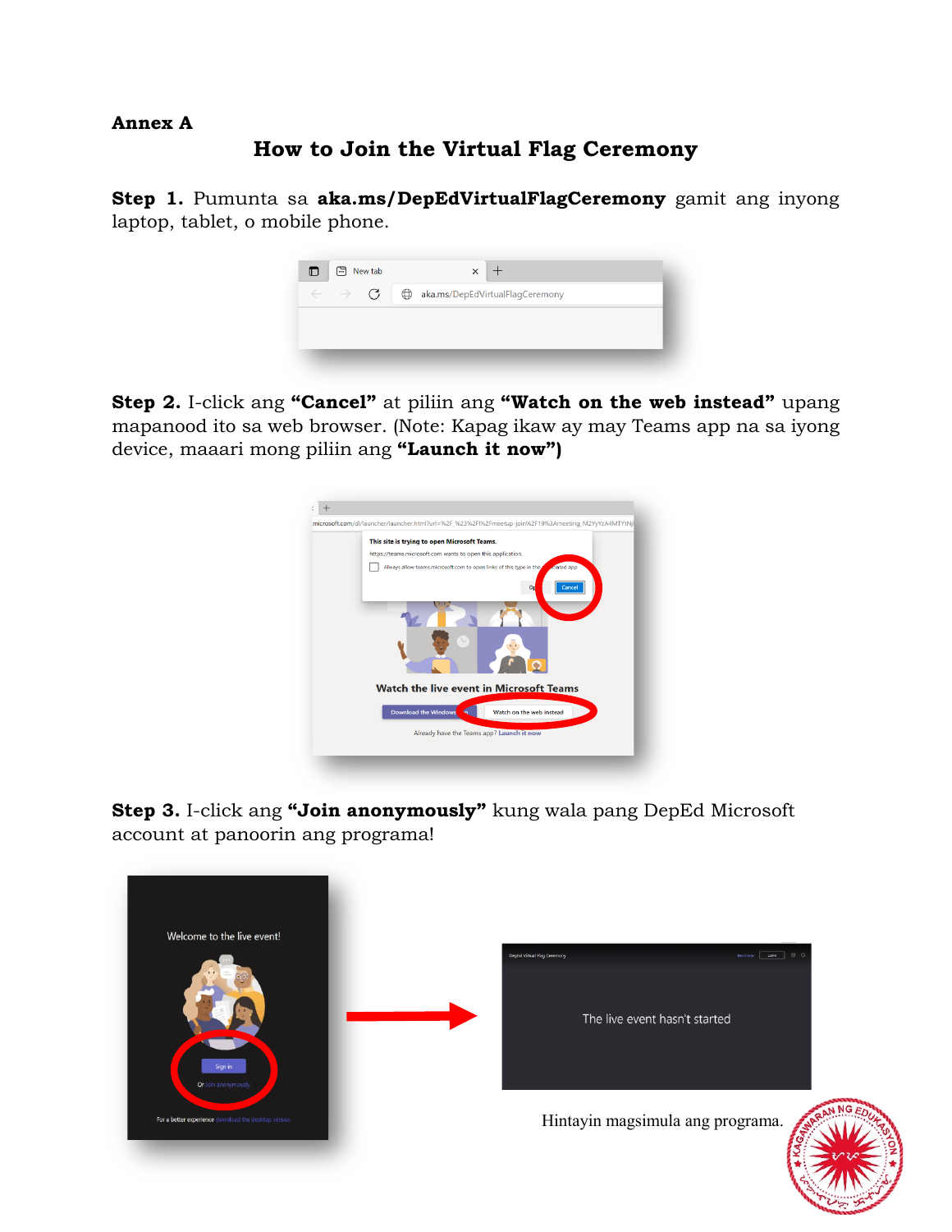**Annex A**

## How to Join the Virtual Flag Ceremony

**Step 1.** Pumunta sa **aka.ms/DepEdVirtualFlagCeremony** gamit ang inyong laptop, tablet, o mobile phone.

**Step 2.** I-click ang **"Cancel"** at piliin ang **"Watch on the web instead"** upang mapanood ito sa web browser. (Note: Kapag ikaw ay may Teams app na sa iyong device, maaari mong piliin ang **"Launch it now"**)

**Step 3.** I-click ang **"Join anonymously"** kung wala pang DepEd Microsoft account at panoorin ang programa!

Hintayin magsimula ang programa.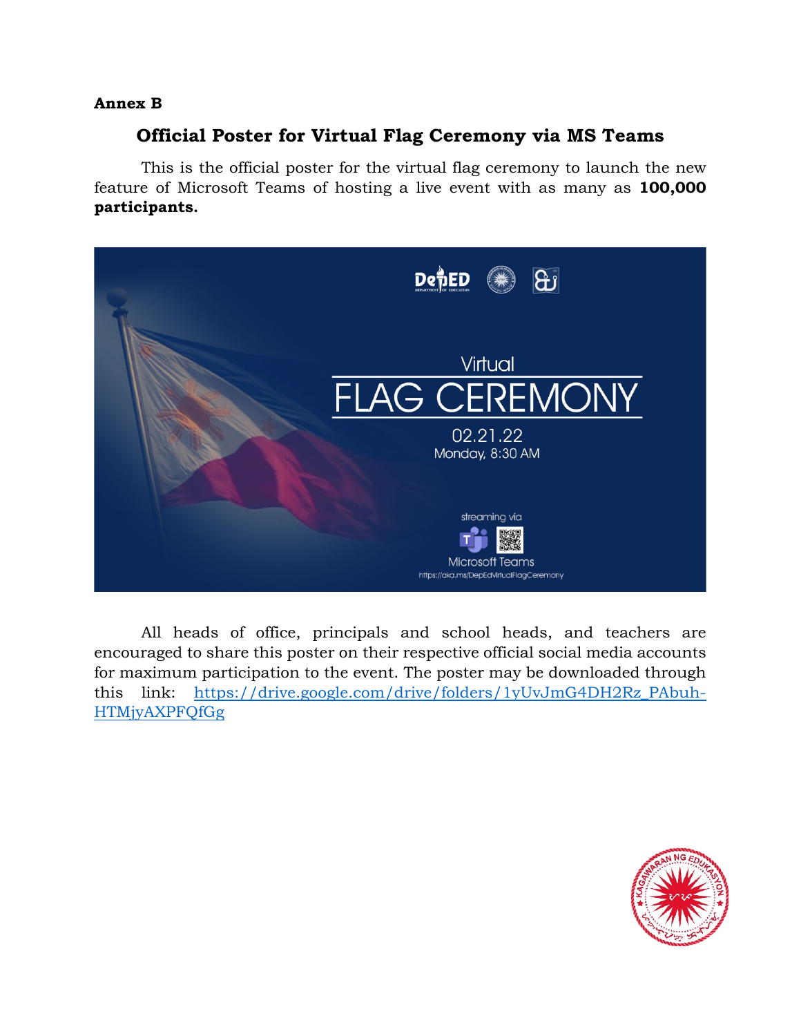**Annex B**

## Official Poster for Virtual Flag Ceremony via MS Teams

This is the official poster for the virtual flag ceremony to launch the new feature of Microsoft Teams of hosting a live event with as many as **100,000 participants.**

Virtual

FLAG CEREMONY

02.21.22

Monday, 8:30 AM

streaming via

Microsoft Teams

https://aka.ms/DepEdVirtualFlagCeremony

All heads of office, principals and school heads, and teachers are encouraged to share this poster on their respective official social media accounts for maximum participation to the event. The poster may be downloaded through this link: https://drive.google.com/drive/folders/1yUvJmG4DH2Rz_PAbuh-HTMjyAXPFQfGg